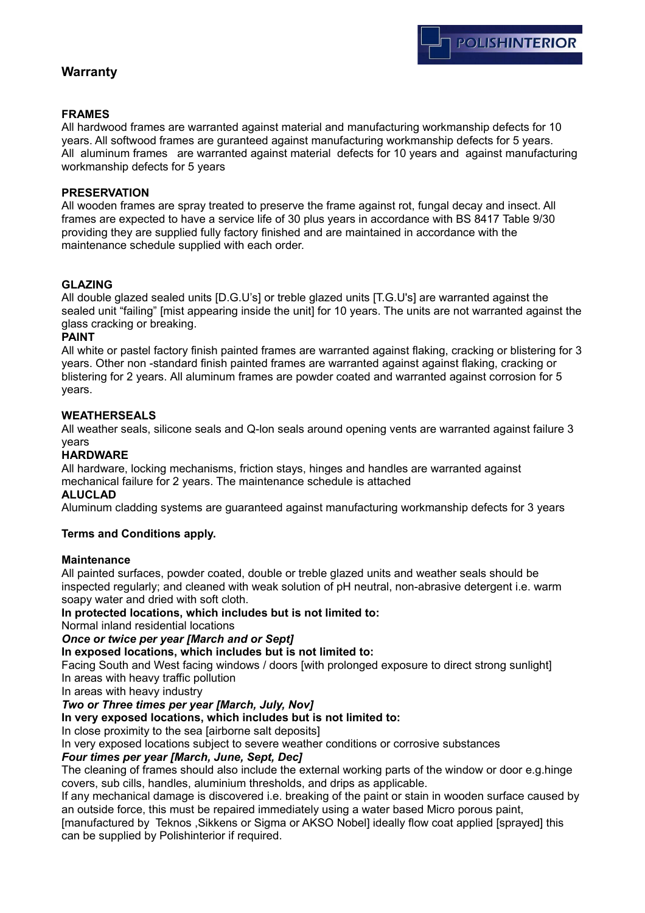POLISHINTERIOR

# Warranty

**FRAMES**

All hardwood frames are warranted against material and manufacturing workmanship defects for 10 years. All softwood frames are guranteed against manufacturing workmanship defects for 5 years. All aluminum frames are warranted against material defects for 10 years and against manufacturing workmanship defects for 5 years

**PRESERVATION**

All wooden frames are spray treated to preserve the frame against rot, fungal decay and insect. All frames are expected to have a service life of 30 plus years in accordance with BS 8417 Table 9/30 providing they are supplied fully factory finished and are maintained in accordance with the maintenance schedule supplied with each order.

**GLAZING**

All double glazed sealed units [D.G.U's] or treble glazed units [T.G.U's] are warranted against the sealed unit "failing" [mist appearing inside the unit] for 10 years. The units are not warranted against the glass cracking or breaking.

**PAINT**

All white or pastel factory finish painted frames are warranted against flaking, cracking or blistering for 3 years. Other non -standard finish painted frames are warranted against against flaking, cracking or blistering for 2 years. All aluminum frames are powder coated and warranted against corrosion for 5 years.

**WEATHERSEALS**

All weather seals, silicone seals and Q-lon seals around opening vents are warranted against failure 3 years

**HARDWARE**

All hardware, locking mechanisms, friction stays, hinges and handles are warranted against mechanical failure for 2 years. The maintenance schedule is attached

**ALUCLAD**

Aluminum cladding systems are guaranteed against manufacturing workmanship defects for 3 years

**Terms and Conditions apply.**

**Maintenance**

All painted surfaces, powder coated, double or treble glazed units and weather seals should be inspected regularly; and cleaned with weak solution of pH neutral, non-abrasive detergent i.e. warm soapy water and dried with soft cloth.

**In protected locations, which includes but is not limited to:**

Normal inland residential locations

***Once or twice per year [March and or Sept]***

**In exposed locations, which includes but is not limited to:**

Facing South and West facing windows / doors [with prolonged exposure to direct strong sunlight]
In areas with heavy traffic pollution
In areas with heavy industry

***Two or Three times per year [March, July, Nov]***

**In very exposed locations, which includes but is not limited to:**

In close proximity to the sea [airborne salt deposits]
In very exposed locations subject to severe weather conditions or corrosive substances

***Four times per year [March, June, Sept, Dec]***

The cleaning of frames should also include the external working parts of the window or door e.g.hinge covers, sub cills, handles, aluminium thresholds, and drips as applicable.

If any mechanical damage is discovered i.e. breaking of the paint or stain in wooden surface caused by an outside force, this must be repaired immediately using a water based Micro porous paint, [manufactured by Teknos ,Sikkens or Sigma or AKSO Nobel] ideally flow coat applied [sprayed] this can be supplied by Polishinterior if required.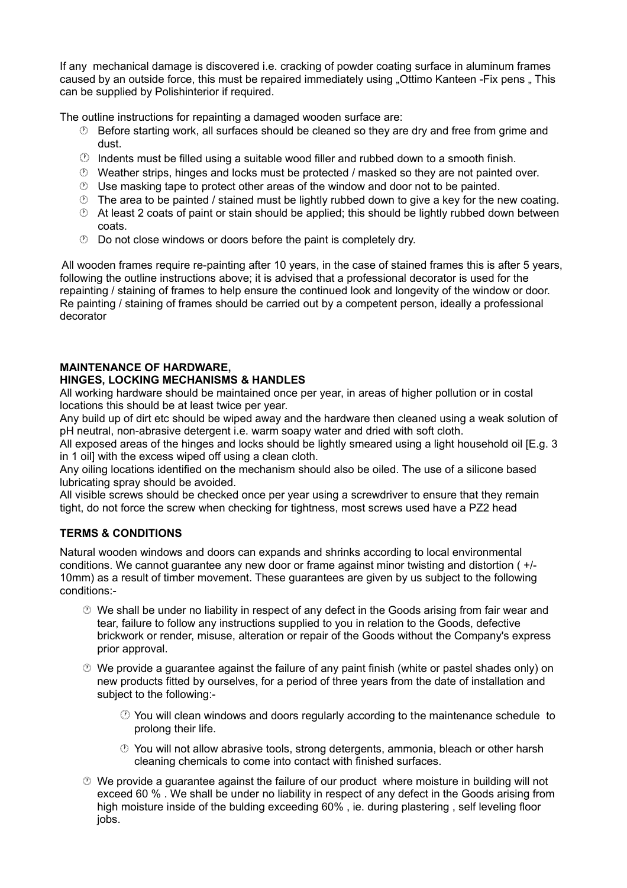If any mechanical damage is discovered i.e. cracking of powder coating surface in aluminum frames caused by an outside force, this must be repaired immediately using „Ottimo Kanteen -Fix pens „ This can be supplied by Polishinterior if required.

The outline instructions for repainting a damaged wooden surface are:

- Before starting work, all surfaces should be cleaned so they are dry and free from grime and dust.
- Indents must be filled using a suitable wood filler and rubbed down to a smooth finish.
- Weather strips, hinges and locks must be protected / masked so they are not painted over.
- Use masking tape to protect other areas of the window and door not to be painted.
- The area to be painted / stained must be lightly rubbed down to give a key for the new coating.
- At least 2 coats of paint or stain should be applied; this should be lightly rubbed down between coats.
- Do not close windows or doors before the paint is completely dry.

All wooden frames require re-painting after 10 years, in the case of stained frames this is after 5 years, following the outline instructions above; it is advised that a professional decorator is used for the repainting / staining of frames to help ensure the continued look and longevity of the window or door. Re painting / staining of frames should be carried out by a competent person, ideally a professional decorator

**MAINTENANCE OF HARDWARE,**
**HINGES, LOCKING MECHANISMS & HANDLES**

All working hardware should be maintained once per year, in areas of higher pollution or in costal locations this should be at least twice per year.

Any build up of dirt etc should be wiped away and the hardware then cleaned using a weak solution of pH neutral, non-abrasive detergent i.e. warm soapy water and dried with soft cloth.

All exposed areas of the hinges and locks should be lightly smeared using a light household oil [E.g. 3 in 1 oil] with the excess wiped off using a clean cloth.

Any oiling locations identified on the mechanism should also be oiled. The use of a silicone based lubricating spray should be avoided.

All visible screws should be checked once per year using a screwdriver to ensure that they remain tight, do not force the screw when checking for tightness, most screws used have a PZ2 head

**TERMS & CONDITIONS**

Natural wooden windows and doors can expands and shrinks according to local environmental conditions. We cannot guarantee any new door or frame against minor twisting and distortion ( +/- 10mm) as a result of timber movement. These guarantees are given by us subject to the following conditions:-

- We shall be under no liability in respect of any defect in the Goods arising from fair wear and tear, failure to follow any instructions supplied to you in relation to the Goods, defective brickwork or render, misuse, alteration or repair of the Goods without the Company's express prior approval.
- We provide a guarantee against the failure of any paint finish (white or pastel shades only) on new products fitted by ourselves, for a period of three years from the date of installation and subject to the following:-
  - You will clean windows and doors regularly according to the maintenance schedule to prolong their life.
  - You will not allow abrasive tools, strong detergents, ammonia, bleach or other harsh cleaning chemicals to come into contact with finished surfaces.
- We provide a guarantee against the failure of our product where moisture in building will not exceed 60 % . We shall be under no liability in respect of any defect in the Goods arising from high moisture inside of the bulding exceeding 60% , ie. during plastering , self leveling floor jobs.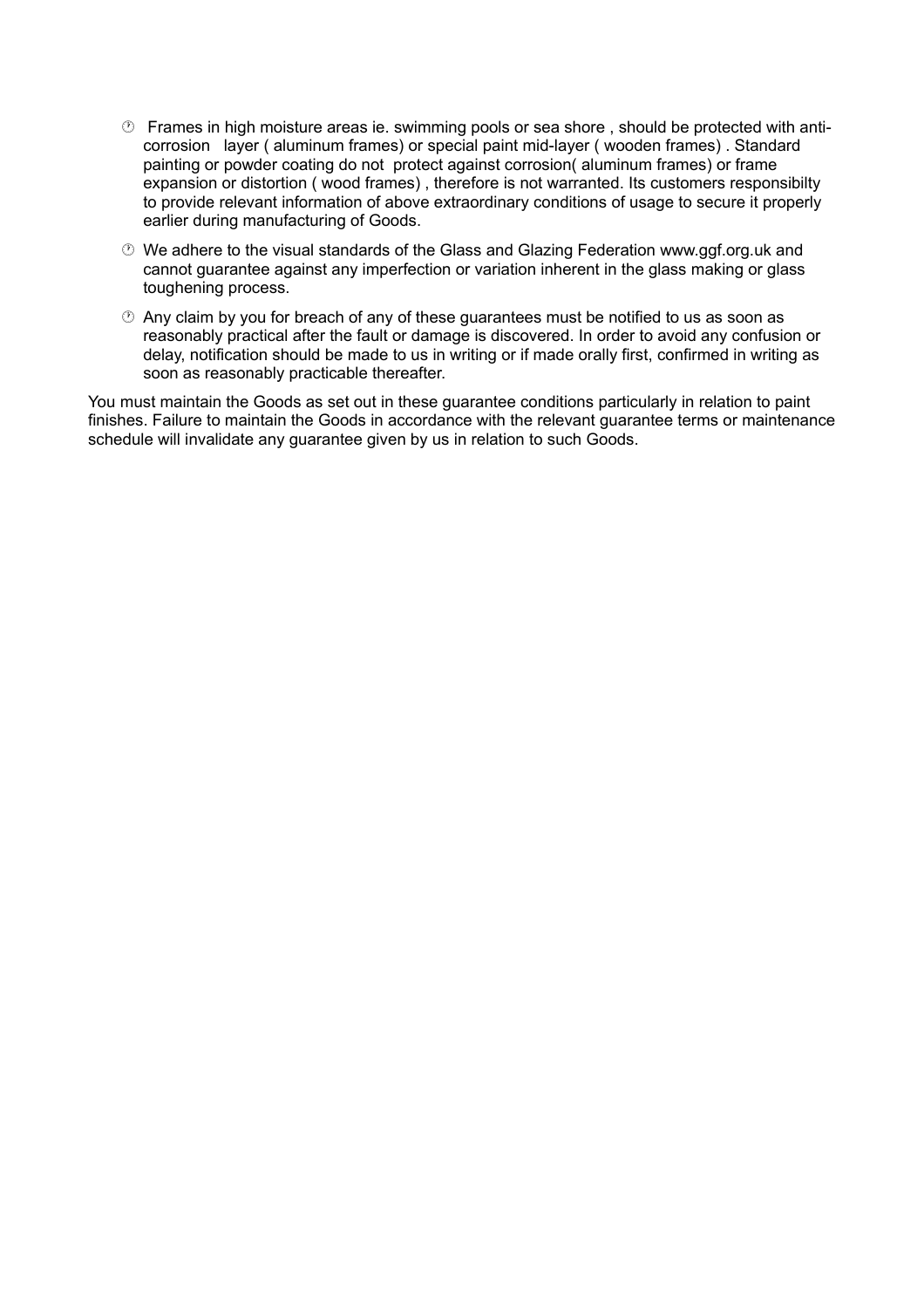- Frames in high moisture areas ie. swimming pools or sea shore , should be protected with anti-corrosion layer ( aluminum frames) or special paint mid-layer ( wooden frames) . Standard painting or powder coating do not protect against corrosion( aluminum frames) or frame expansion or distortion ( wood frames) , therefore is not warranted. Its customers responsibilty to provide relevant information of above extraordinary conditions of usage to secure it properly earlier during manufacturing of Goods.
- We adhere to the visual standards of the Glass and Glazing Federation www.ggf.org.uk and cannot guarantee against any imperfection or variation inherent in the glass making or glass toughening process.
- Any claim by you for breach of any of these guarantees must be notified to us as soon as reasonably practical after the fault or damage is discovered. In order to avoid any confusion or delay, notification should be made to us in writing or if made orally first, confirmed in writing as soon as reasonably practicable thereafter.

You must maintain the Goods as set out in these guarantee conditions particularly in relation to paint finishes. Failure to maintain the Goods in accordance with the relevant guarantee terms or maintenance schedule will invalidate any guarantee given by us in relation to such Goods.